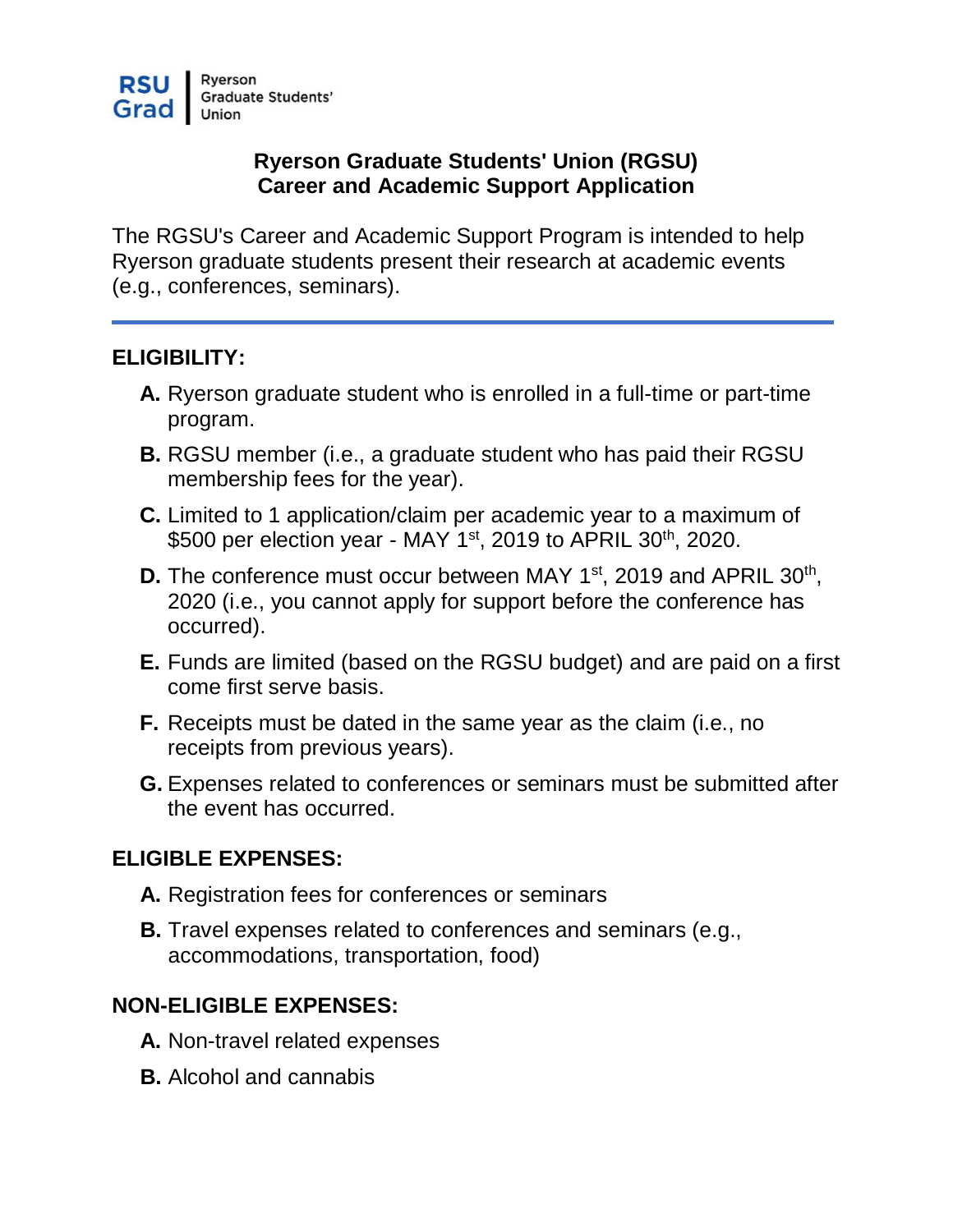RSU Grad | Ryerson Graduate Students' Union

# Ryerson Graduate Students' Union (RGSU)
# Career and Academic Support Application

The RGSU's Career and Academic Support Program is intended to help Ryerson graduate students present their research at academic events (e.g., conferences, seminars).

---

## ELIGIBILITY:

**A.** Ryerson graduate student who is enrolled in a full-time or part-time program.

**B.** RGSU member (i.e., a graduate student who has paid their RGSU membership fees for the year).

**C.** Limited to 1 application/claim per academic year to a maximum of \$500 per election year - MAY 1st, 2019 to APRIL 30th, 2020.

**D.** The conference must occur between MAY 1st, 2019 and APRIL 30th, 2020 (i.e., you cannot apply for support before the conference has occurred).

**E.** Funds are limited (based on the RGSU budget) and are paid on a first come first serve basis.

**F.** Receipts must be dated in the same year as the claim (i.e., no receipts from previous years).

**G.** Expenses related to conferences or seminars must be submitted after the event has occurred.

## ELIGIBLE EXPENSES:

**A.** Registration fees for conferences or seminars

**B.** Travel expenses related to conferences and seminars (e.g., accommodations, transportation, food)

## NON-ELIGIBLE EXPENSES:

**A.** Non-travel related expenses

**B.** Alcohol and cannabis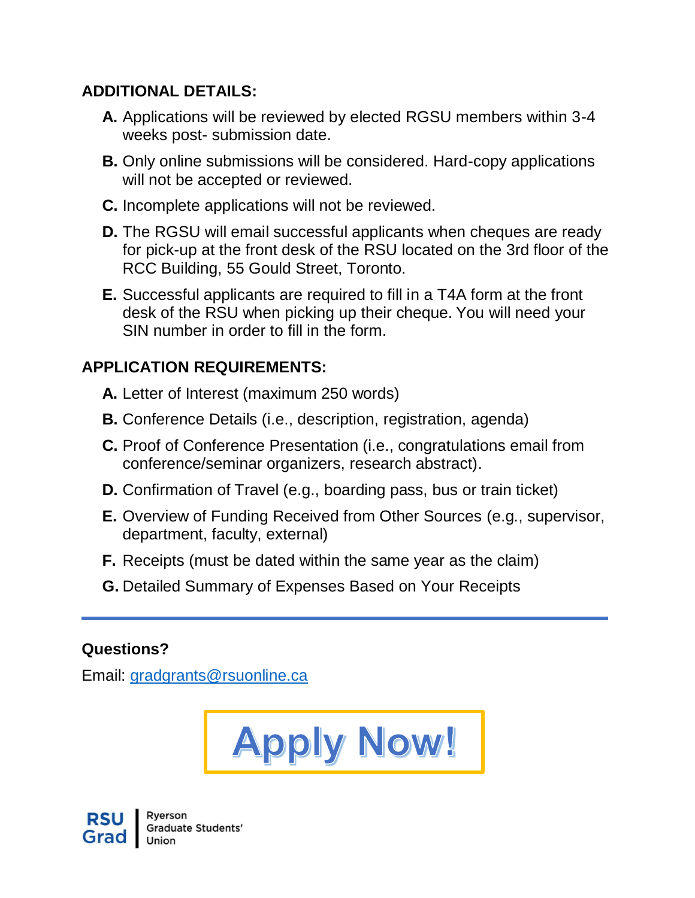**ADDITIONAL DETAILS:**

**A.** Applications will be reviewed by elected RGSU members within 3-4 weeks post- submission date.

**B.** Only online submissions will be considered. Hard-copy applications will not be accepted or reviewed.

**C.** Incomplete applications will not be reviewed.

**D.** The RGSU will email successful applicants when cheques are ready for pick-up at the front desk of the RSU located on the 3rd floor of the RCC Building, 55 Gould Street, Toronto.

**E.** Successful applicants are required to fill in a T4A form at the front desk of the RSU when picking up their cheque. You will need your SIN number in order to fill in the form.

**APPLICATION REQUIREMENTS:**

**A.** Letter of Interest (maximum 250 words)

**B.** Conference Details (i.e., description, registration, agenda)

**C.** Proof of Conference Presentation (i.e., congratulations email from conference/seminar organizers, research abstract).

**D.** Confirmation of Travel (e.g., boarding pass, bus or train ticket)

**E.** Overview of Funding Received from Other Sources (e.g., supervisor, department, faculty, external)

**F.** Receipts (must be dated within the same year as the claim)

**G.** Detailed Summary of Expenses Based on Your Receipts

---

**Questions?**

Email: gradgrants@rsuonline.ca

**Apply Now!**

RSU Grad | Ryerson Graduate Students' Union